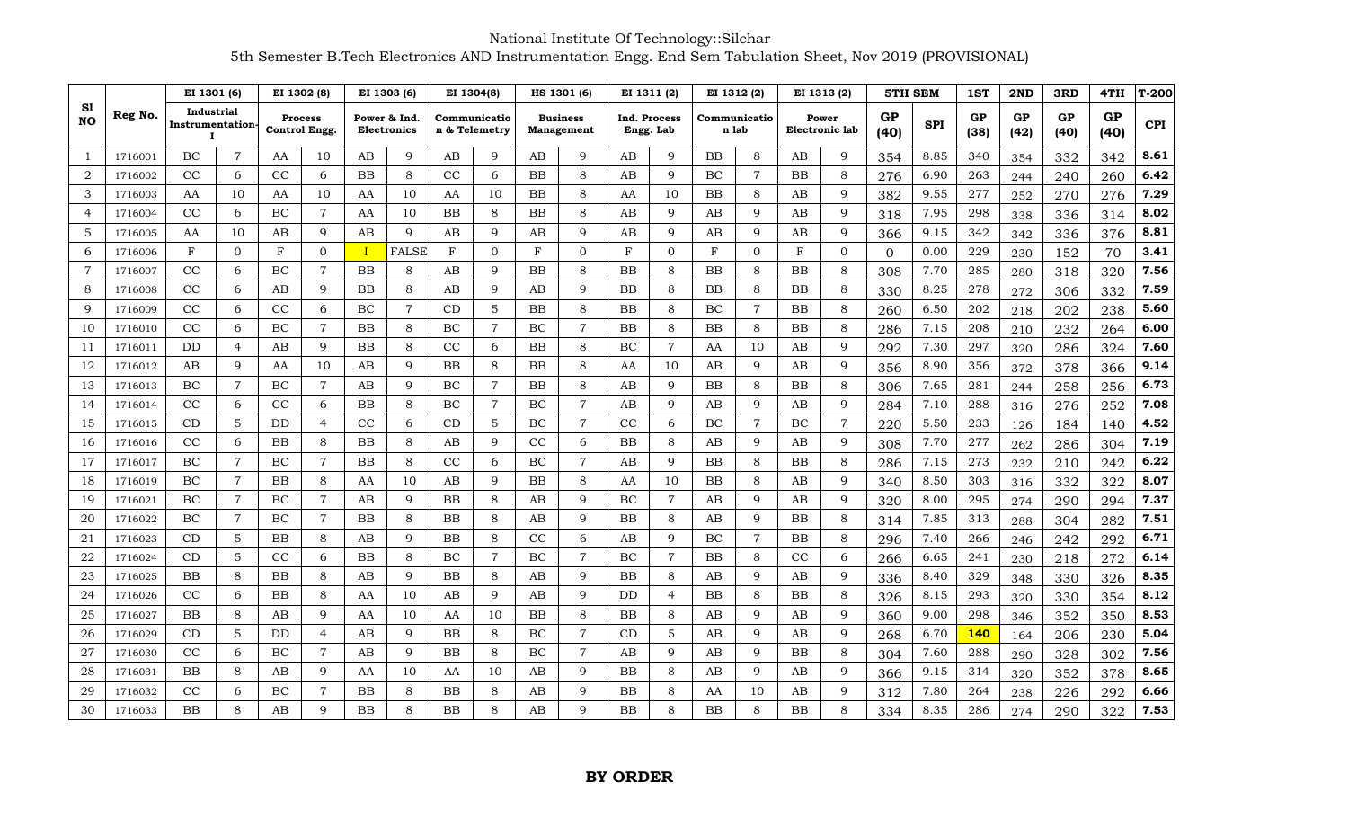National Institute Of Technology::Silchar

5th Semester B.Tech Electronics AND Instrumentation Engg. End Sem Tabulation Sheet, Nov 2019 (PROVISIONAL)

| Sl NO | Reg No. | EI 1301 (6) | | EI 1302 (8) | | EI 1303 (6) | | EI 1304(8) | | HS 1301 (6) | | EI 1311 (2) | | EI 1312 (2) | | EI 1313 (2) | | 5TH SEM | | 1ST | 2ND | 3RD | 4TH | T-200 |
|---|---|---|---|---|---|---|---|---|---|---|---|---|---|---|---|---|---|---|---|---|---|---|---|---|
| | | Industrial Instrumentation-I | | Process Control Engg. | | Power & Ind. Electronics | | Communication & Telemetry | | Business Management | | Ind. Process Engg. Lab | | Communication lab | | Power Electronic lab | | GP (40) | SPI | GP (38) | GP (42) | GP (40) | GP (40) | CPI |
| 1 | 1716001 | BC | 7 | AA | 10 | AB | 9 | AB | 9 | AB | 9 | AB | 9 | BB | 8 | AB | 9 | 354 | 8.85 | 340 | 354 | 332 | 342 | 8.61 |
| 2 | 1716002 | CC | 6 | CC | 6 | BB | 8 | CC | 6 | BB | 8 | AB | 9 | BC | 7 | BB | 8 | 276 | 6.90 | 263 | 244 | 240 | 260 | 6.42 |
| 3 | 1716003 | AA | 10 | AA | 10 | AA | 10 | AA | 10 | BB | 8 | AA | 10 | BB | 8 | AB | 9 | 382 | 9.55 | 277 | 252 | 270 | 276 | 7.29 |
| 4 | 1716004 | CC | 6 | BC | 7 | AA | 10 | BB | 8 | BB | 8 | AB | 9 | AB | 9 | AB | 9 | 318 | 7.95 | 298 | 338 | 336 | 314 | 8.02 |
| 5 | 1716005 | AA | 10 | AB | 9 | AB | 9 | AB | 9 | AB | 9 | AB | 9 | AB | 9 | AB | 9 | 366 | 9.15 | 342 | 342 | 336 | 376 | 8.81 |
| 6 | 1716006 | F | 0 | F | 0 | I | FALSE | F | 0 | F | 0 | F | 0 | F | 0 | F | 0 | 0 | 0.00 | 229 | 230 | 152 | 70 | 3.41 |
| 7 | 1716007 | CC | 6 | BC | 7 | BB | 8 | AB | 9 | BB | 8 | BB | 8 | BB | 8 | BB | 8 | 308 | 7.70 | 285 | 280 | 318 | 320 | 7.56 |
| 8 | 1716008 | CC | 6 | AB | 9 | BB | 8 | AB | 9 | AB | 9 | BB | 8 | BB | 8 | BB | 8 | 330 | 8.25 | 278 | 272 | 306 | 332 | 7.59 |
| 9 | 1716009 | CC | 6 | CC | 6 | BC | 7 | CD | 5 | BB | 8 | BB | 8 | BC | 7 | BB | 8 | 260 | 6.50 | 202 | 218 | 202 | 238 | 5.60 |
| 10 | 1716010 | CC | 6 | BC | 7 | BB | 8 | BC | 7 | BC | 7 | BB | 8 | BB | 8 | BB | 8 | 286 | 7.15 | 208 | 210 | 232 | 264 | 6.00 |
| 11 | 1716011 | DD | 4 | AB | 9 | BB | 8 | CC | 6 | BB | 8 | BC | 7 | AA | 10 | AB | 9 | 292 | 7.30 | 297 | 320 | 286 | 324 | 7.60 |
| 12 | 1716012 | AB | 9 | AA | 10 | AB | 9 | BB | 8 | BB | 8 | AA | 10 | AB | 9 | AB | 9 | 356 | 8.90 | 356 | 372 | 378 | 366 | 9.14 |
| 13 | 1716013 | BC | 7 | BC | 7 | AB | 9 | BC | 7 | BB | 8 | AB | 9 | BB | 8 | BB | 8 | 306 | 7.65 | 281 | 244 | 258 | 256 | 6.73 |
| 14 | 1716014 | CC | 6 | CC | 6 | BB | 8 | BC | 7 | BC | 7 | AB | 9 | AB | 9 | AB | 9 | 284 | 7.10 | 288 | 316 | 276 | 252 | 7.08 |
| 15 | 1716015 | CD | 5 | DD | 4 | CC | 6 | CD | 5 | BC | 7 | CC | 6 | BC | 7 | BC | 7 | 220 | 5.50 | 233 | 126 | 184 | 140 | 4.52 |
| 16 | 1716016 | CC | 6 | BB | 8 | BB | 8 | AB | 9 | CC | 6 | BB | 8 | AB | 9 | AB | 9 | 308 | 7.70 | 277 | 262 | 286 | 304 | 7.19 |
| 17 | 1716017 | BC | 7 | BC | 7 | BB | 8 | CC | 6 | BC | 7 | AB | 9 | BB | 8 | BB | 8 | 286 | 7.15 | 273 | 232 | 210 | 242 | 6.22 |
| 18 | 1716019 | BC | 7 | BB | 8 | AA | 10 | AB | 9 | BB | 8 | AA | 10 | BB | 8 | AB | 9 | 340 | 8.50 | 303 | 316 | 332 | 322 | 8.07 |
| 19 | 1716021 | BC | 7 | BC | 7 | AB | 9 | BB | 8 | AB | 9 | BC | 7 | AB | 9 | AB | 9 | 320 | 8.00 | 295 | 274 | 290 | 294 | 7.37 |
| 20 | 1716022 | BC | 7 | BC | 7 | BB | 8 | BB | 8 | AB | 9 | BB | 8 | AB | 9 | BB | 8 | 314 | 7.85 | 313 | 288 | 304 | 282 | 7.51 |
| 21 | 1716023 | CD | 5 | BB | 8 | AB | 9 | BB | 8 | CC | 6 | AB | 9 | BC | 7 | BB | 8 | 296 | 7.40 | 266 | 246 | 242 | 292 | 6.71 |
| 22 | 1716024 | CD | 5 | CC | 6 | BB | 8 | BC | 7 | BC | 7 | BC | 7 | BB | 8 | CC | 6 | 266 | 6.65 | 241 | 230 | 218 | 272 | 6.14 |
| 23 | 1716025 | BB | 8 | BB | 8 | AB | 9 | BB | 8 | AB | 9 | BB | 8 | AB | 9 | AB | 9 | 336 | 8.40 | 329 | 348 | 330 | 326 | 8.35 |
| 24 | 1716026 | CC | 6 | BB | 8 | AA | 10 | AB | 9 | AB | 9 | DD | 4 | BB | 8 | BB | 8 | 326 | 8.15 | 293 | 320 | 330 | 354 | 8.12 |
| 25 | 1716027 | BB | 8 | AB | 9 | AA | 10 | AA | 10 | BB | 8 | BB | 8 | AB | 9 | AB | 9 | 360 | 9.00 | 298 | 346 | 352 | 350 | 8.53 |
| 26 | 1716029 | CD | 5 | DD | 4 | AB | 9 | BB | 8 | BC | 7 | CD | 5 | AB | 9 | AB | 9 | 268 | 6.70 | **140** | 164 | 206 | 230 | 5.04 |
| 27 | 1716030 | CC | 6 | BC | 7 | AB | 9 | BB | 8 | BC | 7 | AB | 9 | AB | 9 | BB | 8 | 304 | 7.60 | 288 | 290 | 328 | 302 | 7.56 |
| 28 | 1716031 | BB | 8 | AB | 9 | AA | 10 | AA | 10 | AB | 9 | BB | 8 | AB | 9 | AB | 9 | 366 | 9.15 | 314 | 320 | 352 | 378 | 8.65 |
| 29 | 1716032 | CC | 6 | BC | 7 | BB | 8 | BB | 8 | AB | 9 | BB | 8 | AA | 10 | AB | 9 | 312 | 7.80 | 264 | 238 | 226 | 292 | 6.66 |
| 30 | 1716033 | BB | 8 | AB | 9 | BB | 8 | BB | 8 | AB | 9 | BB | 8 | BB | 8 | BB | 8 | 334 | 8.35 | 286 | 274 | 290 | 322 | 7.53 |

**BY ORDER**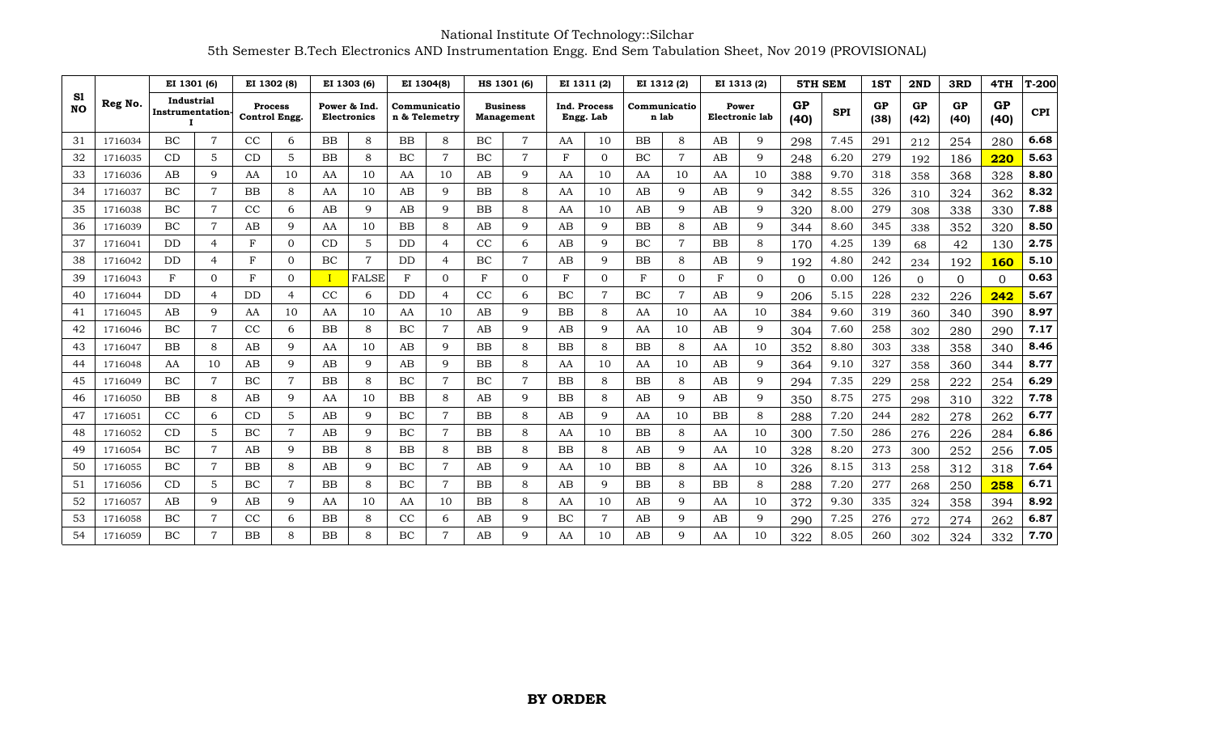National Institute Of Technology::Silchar

5th Semester B.Tech Electronics AND Instrumentation Engg. End Sem Tabulation Sheet, Nov 2019 (PROVISIONAL)

| Sl NO | Reg No. | EI 1301 (6) | | EI 1302 (8) | | EI 1303 (6) | | EI 1304(8) | | HS 1301 (6) | | EI 1311 (2) | | EI 1312 (2) | | EI 1313 (2) | | 5TH SEM | | 1ST | 2ND | 3RD | 4TH | T-200 |
|---|---|---|---|---|---|---|---|---|---|---|---|---|---|---|---|---|---|---|---|---|---|---|---|---|
| | | Industrial Instrumentation-I | | Process Control Engg. | | Power & Ind. Electronics | | Communication & Telemetry | | Business Management | | Ind. Process Engg. Lab | | Communication lab | | Power Electronic lab | | GP (40) | SPI | GP (38) | GP (42) | GP (40) | GP (40) | CPI |
| 31 | 1716034 | BC | 7 | CC | 6 | BB | 8 | BB | 8 | BC | 7 | AA | 10 | BB | 8 | AB | 9 | 298 | 7.45 | 291 | 212 | 254 | 280 | 6.68 |
| 32 | 1716035 | CD | 5 | CD | 5 | BB | 8 | BC | 7 | BC | 7 | F | 0 | BC | 7 | AB | 9 | 248 | 6.20 | 279 | 192 | 186 | 220 | 5.63 |
| 33 | 1716036 | AB | 9 | AA | 10 | AA | 10 | AA | 10 | AB | 9 | AA | 10 | AA | 10 | AA | 10 | 388 | 9.70 | 318 | 358 | 368 | 328 | 8.80 |
| 34 | 1716037 | BC | 7 | BB | 8 | AA | 10 | AB | 9 | BB | 8 | AA | 10 | AB | 9 | AB | 9 | 342 | 8.55 | 326 | 310 | 324 | 362 | 8.32 |
| 35 | 1716038 | BC | 7 | CC | 6 | AB | 9 | AB | 9 | BB | 8 | AA | 10 | AB | 9 | AB | 9 | 320 | 8.00 | 279 | 308 | 338 | 330 | 7.88 |
| 36 | 1716039 | BC | 7 | AB | 9 | AA | 10 | BB | 8 | AB | 9 | AB | 9 | BB | 8 | AB | 9 | 344 | 8.60 | 345 | 338 | 352 | 320 | 8.50 |
| 37 | 1716041 | DD | 4 | F | 0 | CD | 5 | DD | 4 | CC | 6 | AB | 9 | BC | 7 | BB | 8 | 170 | 4.25 | 139 | 68 | 42 | 130 | 2.75 |
| 38 | 1716042 | DD | 4 | F | 0 | BC | 7 | DD | 4 | BC | 7 | AB | 9 | BB | 8 | AB | 9 | 192 | 4.80 | 242 | 234 | 192 | 160 | 5.10 |
| 39 | 1716043 | F | 0 | F | 0 | I | FALSE | F | 0 | F | 0 | F | 0 | F | 0 | F | 0 | 0 | 0.00 | 126 | 0 | 0 | 0 | 0.63 |
| 40 | 1716044 | DD | 4 | DD | 4 | CC | 6 | DD | 4 | CC | 6 | BC | 7 | BC | 7 | AB | 9 | 206 | 5.15 | 228 | 232 | 226 | 242 | 5.67 |
| 41 | 1716045 | AB | 9 | AA | 10 | AA | 10 | AA | 10 | AB | 9 | BB | 8 | AA | 10 | AA | 10 | 384 | 9.60 | 319 | 360 | 340 | 390 | 8.97 |
| 42 | 1716046 | BC | 7 | CC | 6 | BB | 8 | BC | 7 | AB | 9 | AB | 9 | AA | 10 | AB | 9 | 304 | 7.60 | 258 | 302 | 280 | 290 | 7.17 |
| 43 | 1716047 | BB | 8 | AB | 9 | AA | 10 | AB | 9 | BB | 8 | BB | 8 | BB | 8 | AA | 10 | 352 | 8.80 | 303 | 338 | 358 | 340 | 8.46 |
| 44 | 1716048 | AA | 10 | AB | 9 | AB | 9 | AB | 9 | BB | 8 | AA | 10 | AA | 10 | AB | 9 | 364 | 9.10 | 327 | 358 | 360 | 344 | 8.77 |
| 45 | 1716049 | BC | 7 | BC | 7 | BB | 8 | BC | 7 | BC | 7 | BB | 8 | BB | 8 | AB | 9 | 294 | 7.35 | 229 | 258 | 222 | 254 | 6.29 |
| 46 | 1716050 | BB | 8 | AB | 9 | AA | 10 | BB | 8 | AB | 9 | BB | 8 | AB | 9 | AB | 9 | 350 | 8.75 | 275 | 298 | 310 | 322 | 7.78 |
| 47 | 1716051 | CC | 6 | CD | 5 | AB | 9 | BC | 7 | BB | 8 | AB | 9 | AA | 10 | BB | 8 | 288 | 7.20 | 244 | 282 | 278 | 262 | 6.77 |
| 48 | 1716052 | CD | 5 | BC | 7 | AB | 9 | BC | 7 | BB | 8 | AA | 10 | BB | 8 | AA | 10 | 300 | 7.50 | 286 | 276 | 226 | 284 | 6.86 |
| 49 | 1716054 | BC | 7 | AB | 9 | BB | 8 | BB | 8 | BB | 8 | BB | 8 | AB | 9 | AA | 10 | 328 | 8.20 | 273 | 300 | 252 | 256 | 7.05 |
| 50 | 1716055 | BC | 7 | BB | 8 | AB | 9 | BC | 7 | AB | 9 | AA | 10 | BB | 8 | AA | 10 | 326 | 8.15 | 313 | 258 | 312 | 318 | 7.64 |
| 51 | 1716056 | CD | 5 | BC | 7 | BB | 8 | BC | 7 | BB | 8 | AB | 9 | BB | 8 | BB | 8 | 288 | 7.20 | 277 | 268 | 250 | 258 | 6.71 |
| 52 | 1716057 | AB | 9 | AB | 9 | AA | 10 | AA | 10 | BB | 8 | AA | 10 | AB | 9 | AA | 10 | 372 | 9.30 | 335 | 324 | 358 | 394 | 8.92 |
| 53 | 1716058 | BC | 7 | CC | 6 | BB | 8 | CC | 6 | AB | 9 | BC | 7 | AB | 9 | AB | 9 | 290 | 7.25 | 276 | 272 | 274 | 262 | 6.87 |
| 54 | 1716059 | BC | 7 | BB | 8 | BB | 8 | BC | 7 | AB | 9 | AA | 10 | AB | 9 | AA | 10 | 322 | 8.05 | 260 | 302 | 324 | 332 | 7.70 |

**BY ORDER**